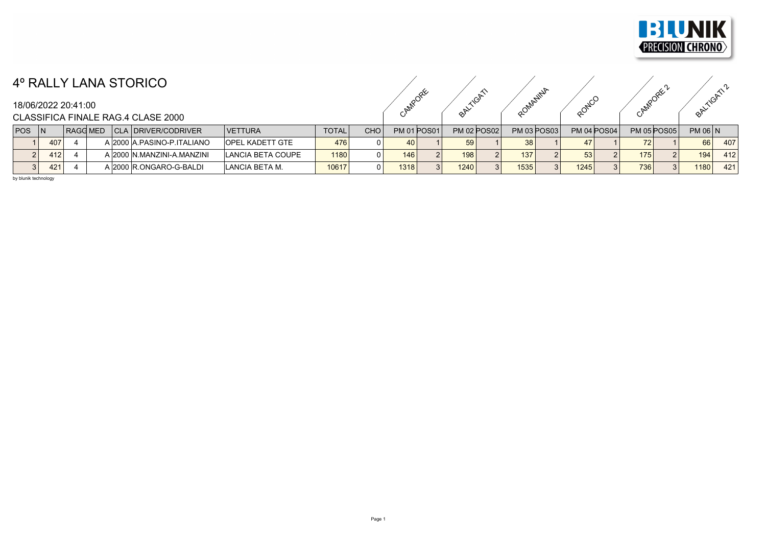# 4º RALLY LANA STORICO

18/06/2022 20:41:00

CLASSIFICA FINALE RAG.4 CLASE 2000

| | | | | | | | | | CAMPORE | | BALTIGATI | | ROMANINA | | RONCO | | CAMPORE 2 | | BALTIGATI 2 | |
|---|---|---|---|---|---|---|---|---|---|---|---|---|---|---|---|---|---|---|---|---|
| POS | N | RAGG | MED | CLA | DRIVER/CODRIVER | VETTURA | TOTAL | CHO | PM 01 | POS01 | PM 02 | POS02 | PM 03 | POS03 | PM 04 | POS04 | PM 05 | POS05 | PM 06 | N |
| 1 | 407 | 4 | A | 2000 | A.PASINO-P.ITALIANO | OPEL KADETT GTE | 476 | 0 | 40 | 1 | 59 | 1 | 38 | 1 | 47 | 1 | 72 | 1 | 66 | 407 |
| 2 | 412 | 4 | A | 2000 | N.MANZINI-A.MANZINI | LANCIA BETA COUPE | 1180 | 0 | 146 | 2 | 198 | 2 | 137 | 2 | 53 | 2 | 175 | 2 | 194 | 412 |
| 3 | 421 | 4 | A | 2000 | R.ONGARO-G-BALDI | LANCIA BETA M. | 10617 | 0 | 1318 | 3 | 1240 | 3 | 1535 | 3 | 1245 | 3 | 736 | 3 | 1180 | 421 |

by blunik technology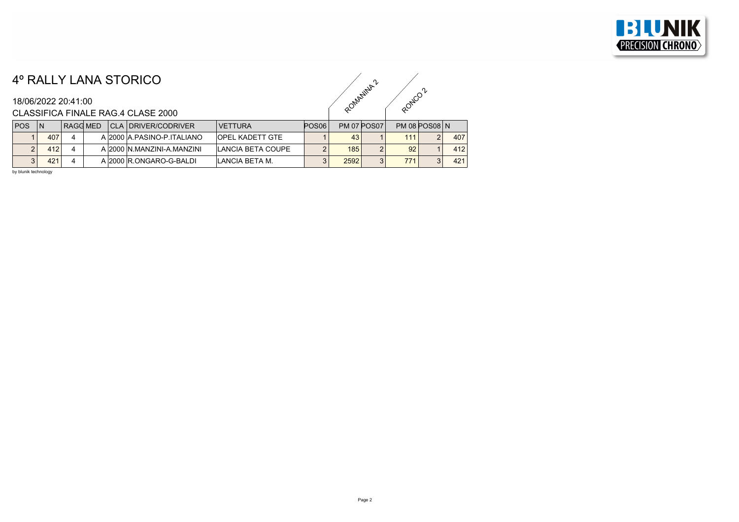# 4º RALLY LANA STORICO

18/06/2022 20:41:00

CLASSIFICA FINALE RAG.4 CLASE 2000

| | | | | | | | | ROMANINA 2 | | RONCO 2 | | |
|---|---|---|---|---|---|---|---|---|---|---|---|---|
| POS | N | RAGG | MED | CLA | DRIVER/CODRIVER | VETTURA | POS06 | PM 07 | POS07 | PM 08 | POS08 | N |
| 1 | 407 | 4 | A | 2000 | A.PASINO-P.ITALIANO | OPEL KADETT GTE | 1 | 43 | 1 | 111 | 2 | 407 |
| 2 | 412 | 4 | A | 2000 | N.MANZINI-A.MANZINI | LANCIA BETA COUPE | 2 | 185 | 2 | 92 | 1 | 412 |
| 3 | 421 | 4 | A | 2000 | R.ONGARO-G-BALDI | LANCIA BETA M. | 3 | 2592 | 3 | 771 | 3 | 421 |

by blunik technology